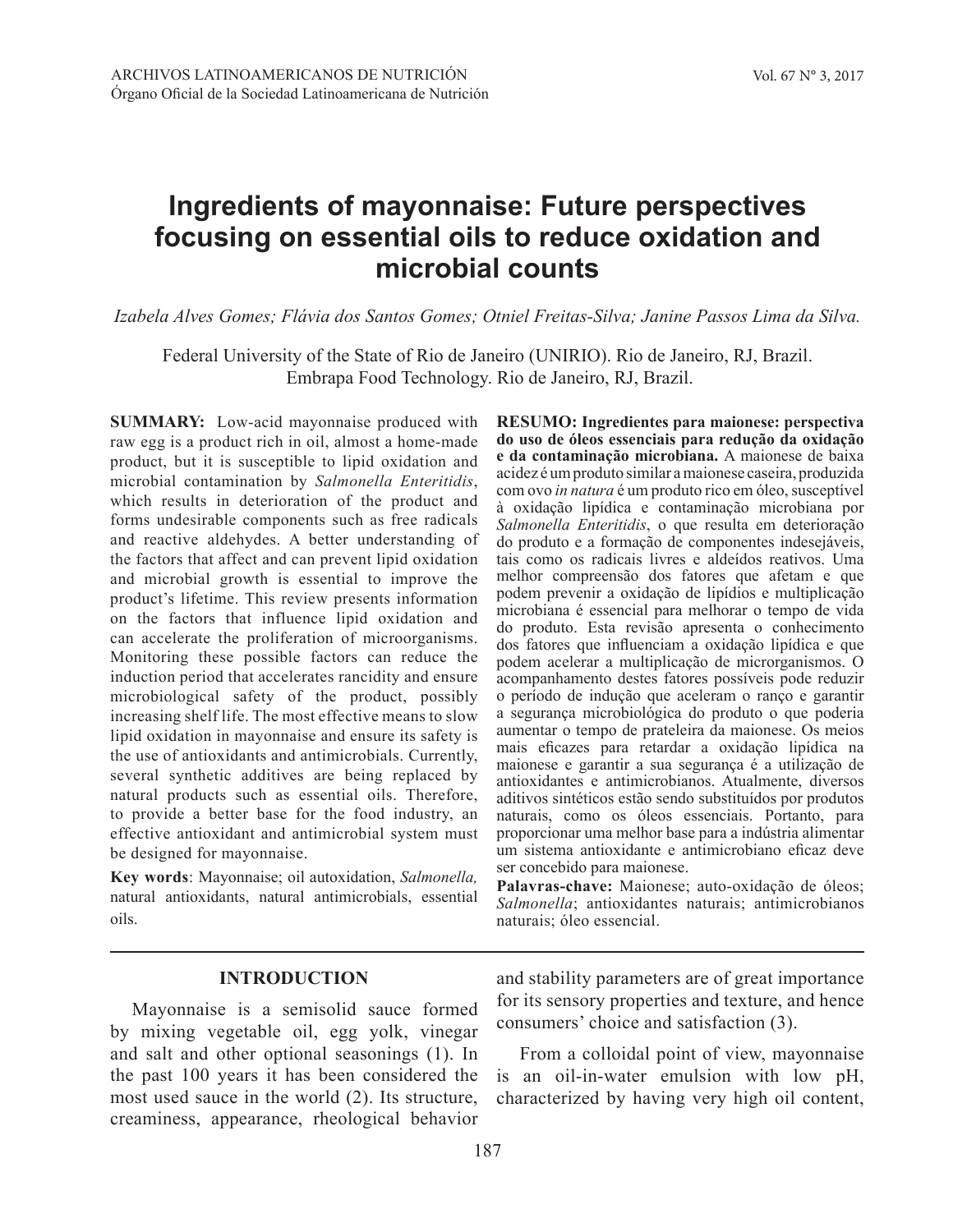# Ingredients of mayonnaise: Future perspectives focusing on essential oils to reduce oxidation and microbial counts

*Izabela Alves Gomes; Flávia dos Santos Gomes; Otniel Freitas-Silva; Janine Passos Lima da Silva.*

Federal University of the State of Rio de Janeiro (UNIRIO). Rio de Janeiro, RJ, Brazil.
Embrapa Food Technology. Rio de Janeiro, RJ, Brazil.

**SUMMARY:** Low-acid mayonnaise produced with raw egg is a product rich in oil, almost a home-made product, but it is susceptible to lipid oxidation and microbial contamination by *Salmonella Enteritidis*, which results in deterioration of the product and forms undesirable components such as free radicals and reactive aldehydes. A better understanding of the factors that affect and can prevent lipid oxidation and microbial growth is essential to improve the product's lifetime. This review presents information on the factors that influence lipid oxidation and can accelerate the proliferation of microorganisms. Monitoring these possible factors can reduce the induction period that accelerates rancidity and ensure microbiological safety of the product, possibly increasing shelf life. The most effective means to slow lipid oxidation in mayonnaise and ensure its safety is the use of antioxidants and antimicrobials. Currently, several synthetic additives are being replaced by natural products such as essential oils. Therefore, to provide a better base for the food industry, an effective antioxidant and antimicrobial system must be designed for mayonnaise.

**Key words**: Mayonnaise; oil autoxidation, *Salmonella,* natural antioxidants, natural antimicrobials, essential oils.

**RESUMO: Ingredientes para maionese: perspectiva do uso de óleos essenciais para redução da oxidação e da contaminação microbiana.** A maionese de baixa acidez é um produto similar a maionese caseira, produzida com ovo *in natura* é um produto rico em óleo, susceptível à oxidação lipídica e contaminação microbiana por *Salmonella Enteritidis*, o que resulta em deterioração do produto e a formação de componentes indesejáveis, tais como os radicais livres e aldeídos reativos. Uma melhor compreensão dos fatores que afetam e que podem prevenir a oxidação de lipídios e multiplicação microbiana é essencial para melhorar o tempo de vida do produto. Esta revisão apresenta o conhecimento dos fatores que influenciam a oxidação lipídica e que podem acelerar a multiplicação de microrganismos. O acompanhamento destes fatores possíveis pode reduzir o período de indução que aceleram o ranço e garantir a segurança microbiológica do produto o que poderia aumentar o tempo de prateleira da maionese. Os meios mais eficazes para retardar a oxidação lipídica na maionese e garantir a sua segurança é a utilização de antioxidantes e antimicrobianos. Atualmente, diversos aditivos sintéticos estão sendo substituídos por produtos naturais, como os óleos essenciais. Portanto, para proporcionar uma melhor base para a indústria alimentar um sistema antioxidante e antimicrobiano eficaz deve ser concebido para maionese.

**Palavras-chave:** Maionese; auto-oxidação de óleos; *Salmonella*; antioxidantes naturais; antimicrobianos naturais; óleo essencial.

## INTRODUCTION

Mayonnaise is a semisolid sauce formed by mixing vegetable oil, egg yolk, vinegar and salt and other optional seasonings (1). In the past 100 years it has been considered the most used sauce in the world (2). Its structure, creaminess, appearance, rheological behavior and stability parameters are of great importance for its sensory properties and texture, and hence consumers' choice and satisfaction (3).

From a colloidal point of view, mayonnaise is an oil-in-water emulsion with low pH, characterized by having very high oil content,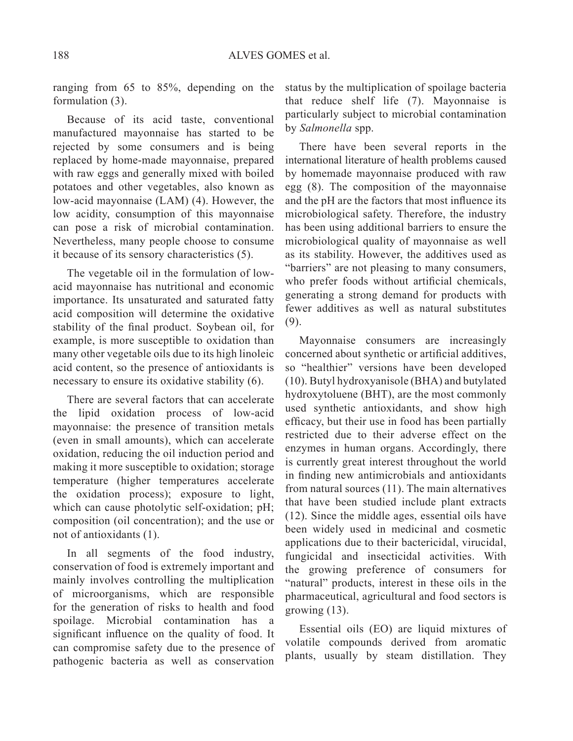ranging from 65 to 85%, depending on the formulation (3).

Because of its acid taste, conventional manufactured mayonnaise has started to be rejected by some consumers and is being replaced by home-made mayonnaise, prepared with raw eggs and generally mixed with boiled potatoes and other vegetables, also known as low-acid mayonnaise (LAM) (4). However, the low acidity, consumption of this mayonnaise can pose a risk of microbial contamination. Nevertheless, many people choose to consume it because of its sensory characteristics (5).

The vegetable oil in the formulation of low-acid mayonnaise has nutritional and economic importance. Its unsaturated and saturated fatty acid composition will determine the oxidative stability of the final product. Soybean oil, for example, is more susceptible to oxidation than many other vegetable oils due to its high linoleic acid content, so the presence of antioxidants is necessary to ensure its oxidative stability (6).

There are several factors that can accelerate the lipid oxidation process of low-acid mayonnaise: the presence of transition metals (even in small amounts), which can accelerate oxidation, reducing the oil induction period and making it more susceptible to oxidation; storage temperature (higher temperatures accelerate the oxidation process); exposure to light, which can cause photolytic self-oxidation; pH; composition (oil concentration); and the use or not of antioxidants (1).

In all segments of the food industry, conservation of food is extremely important and mainly involves controlling the multiplication of microorganisms, which are responsible for the generation of risks to health and food spoilage. Microbial contamination has a significant influence on the quality of food. It can compromise safety due to the presence of pathogenic bacteria as well as conservation status by the multiplication of spoilage bacteria that reduce shelf life (7). Mayonnaise is particularly subject to microbial contamination by *Salmonella* spp.

There have been several reports in the international literature of health problems caused by homemade mayonnaise produced with raw egg (8). The composition of the mayonnaise and the pH are the factors that most influence its microbiological safety. Therefore, the industry has been using additional barriers to ensure the microbiological quality of mayonnaise as well as its stability. However, the additives used as "barriers" are not pleasing to many consumers, who prefer foods without artificial chemicals, generating a strong demand for products with fewer additives as well as natural substitutes (9).

Mayonnaise consumers are increasingly concerned about synthetic or artificial additives, so "healthier" versions have been developed (10). Butyl hydroxyanisole (BHA) and butylated hydroxytoluene (BHT), are the most commonly used synthetic antioxidants, and show high efficacy, but their use in food has been partially restricted due to their adverse effect on the enzymes in human organs. Accordingly, there is currently great interest throughout the world in finding new antimicrobials and antioxidants from natural sources (11). The main alternatives that have been studied include plant extracts (12). Since the middle ages, essential oils have been widely used in medicinal and cosmetic applications due to their bactericidal, virucidal, fungicidal and insecticidal activities. With the growing preference of consumers for "natural" products, interest in these oils in the pharmaceutical, agricultural and food sectors is growing (13).

Essential oils (EO) are liquid mixtures of volatile compounds derived from aromatic plants, usually by steam distillation. They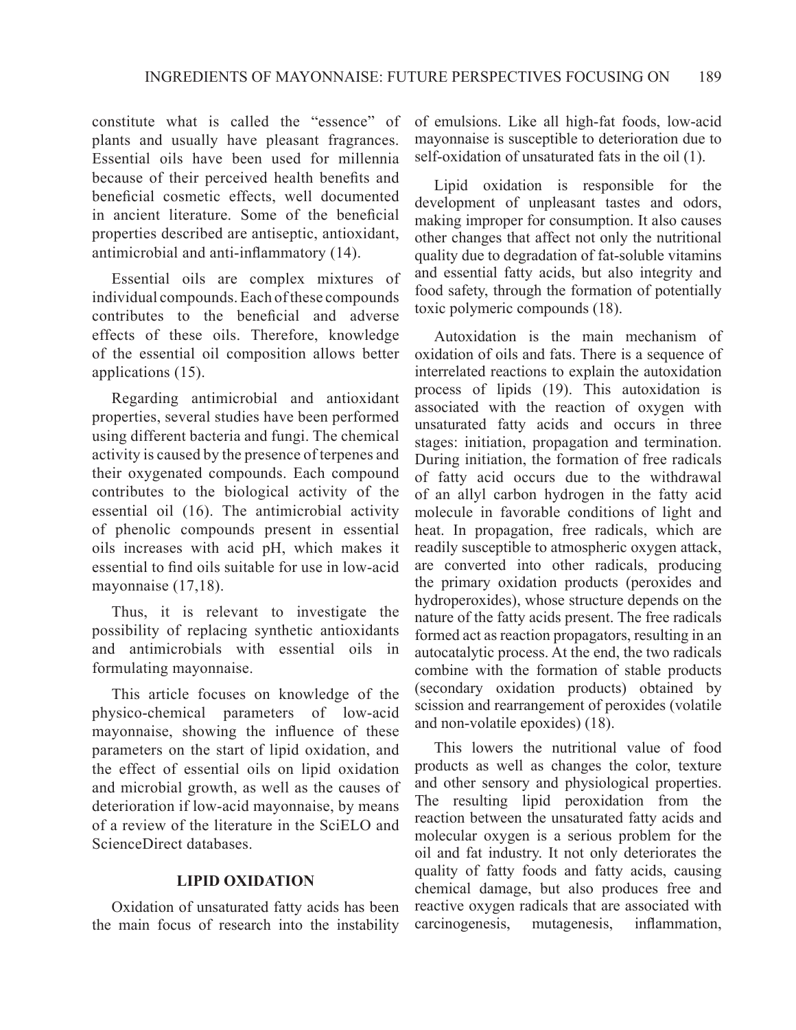constitute what is called the "essence" of plants and usually have pleasant fragrances. Essential oils have been used for millennia because of their perceived health benefits and beneficial cosmetic effects, well documented in ancient literature. Some of the beneficial properties described are antiseptic, antioxidant, antimicrobial and anti-inflammatory (14).

Essential oils are complex mixtures of individual compounds. Each of these compounds contributes to the beneficial and adverse effects of these oils. Therefore, knowledge of the essential oil composition allows better applications (15).

Regarding antimicrobial and antioxidant properties, several studies have been performed using different bacteria and fungi. The chemical activity is caused by the presence of terpenes and their oxygenated compounds. Each compound contributes to the biological activity of the essential oil (16). The antimicrobial activity of phenolic compounds present in essential oils increases with acid pH, which makes it essential to find oils suitable for use in low-acid mayonnaise (17,18).

Thus, it is relevant to investigate the possibility of replacing synthetic antioxidants and antimicrobials with essential oils in formulating mayonnaise.

This article focuses on knowledge of the physico-chemical parameters of low-acid mayonnaise, showing the influence of these parameters on the start of lipid oxidation, and the effect of essential oils on lipid oxidation and microbial growth, as well as the causes of deterioration if low-acid mayonnaise, by means of a review of the literature in the SciELO and ScienceDirect databases.

## LIPID OXIDATION

Oxidation of unsaturated fatty acids has been the main focus of research into the instability of emulsions. Like all high-fat foods, low-acid mayonnaise is susceptible to deterioration due to self-oxidation of unsaturated fats in the oil (1).

Lipid oxidation is responsible for the development of unpleasant tastes and odors, making improper for consumption. It also causes other changes that affect not only the nutritional quality due to degradation of fat-soluble vitamins and essential fatty acids, but also integrity and food safety, through the formation of potentially toxic polymeric compounds (18).

Autoxidation is the main mechanism of oxidation of oils and fats. There is a sequence of interrelated reactions to explain the autoxidation process of lipids (19). This autoxidation is associated with the reaction of oxygen with unsaturated fatty acids and occurs in three stages: initiation, propagation and termination. During initiation, the formation of free radicals of fatty acid occurs due to the withdrawal of an allyl carbon hydrogen in the fatty acid molecule in favorable conditions of light and heat. In propagation, free radicals, which are readily susceptible to atmospheric oxygen attack, are converted into other radicals, producing the primary oxidation products (peroxides and hydroperoxides), whose structure depends on the nature of the fatty acids present. The free radicals formed act as reaction propagators, resulting in an autocatalytic process. At the end, the two radicals combine with the formation of stable products (secondary oxidation products) obtained by scission and rearrangement of peroxides (volatile and non-volatile epoxides) (18).

This lowers the nutritional value of food products as well as changes the color, texture and other sensory and physiological properties. The resulting lipid peroxidation from the reaction between the unsaturated fatty acids and molecular oxygen is a serious problem for the oil and fat industry. It not only deteriorates the quality of fatty foods and fatty acids, causing chemical damage, but also produces free and reactive oxygen radicals that are associated with carcinogenesis, mutagenesis, inflammation,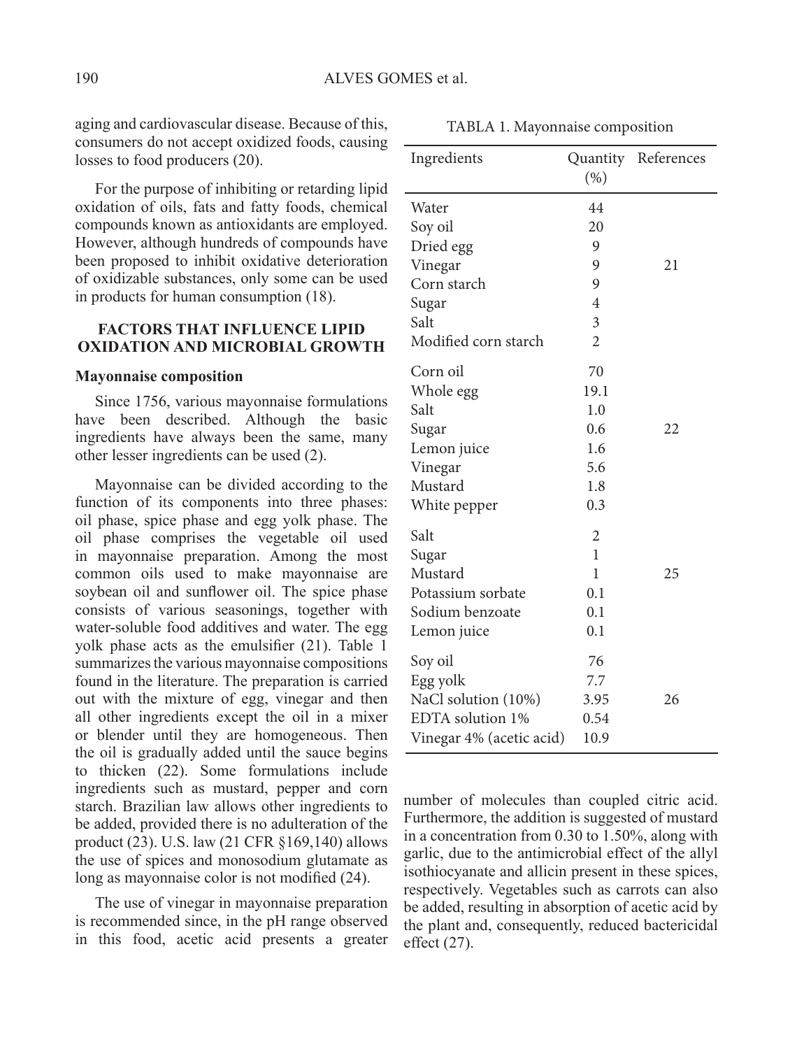aging and cardiovascular disease. Because of this, consumers do not accept oxidized foods, causing losses to food producers (20).

For the purpose of inhibiting or retarding lipid oxidation of oils, fats and fatty foods, chemical compounds known as antioxidants are employed. However, although hundreds of compounds have been proposed to inhibit oxidative deterioration of oxidizable substances, only some can be used in products for human consumption (18).

## FACTORS THAT INFLUENCE LIPID OXIDATION AND MICROBIAL GROWTH

### Mayonnaise composition

Since 1756, various mayonnaise formulations have been described. Although the basic ingredients have always been the same, many other lesser ingredients can be used (2).

Mayonnaise can be divided according to the function of its components into three phases: oil phase, spice phase and egg yolk phase. The oil phase comprises the vegetable oil used in mayonnaise preparation. Among the most common oils used to make mayonnaise are soybean oil and sunflower oil. The spice phase consists of various seasonings, together with water-soluble food additives and water. The egg yolk phase acts as the emulsifier (21). Table 1 summarizes the various mayonnaise compositions found in the literature. The preparation is carried out with the mixture of egg, vinegar and then all other ingredients except the oil in a mixer or blender until they are homogeneous. Then the oil is gradually added until the sauce begins to thicken (22). Some formulations include ingredients such as mustard, pepper and corn starch. Brazilian law allows other ingredients to be added, provided there is no adulteration of the product (23). U.S. law (21 CFR §169,140) allows the use of spices and monosodium glutamate as long as mayonnaise color is not modified (24).

The use of vinegar in mayonnaise preparation is recommended since, in the pH range observed in this food, acetic acid presents a greater number of molecules than coupled citric acid. Furthermore, the addition is suggested of mustard in a concentration from 0.30 to 1.50%, along with garlic, due to the antimicrobial effect of the allyl isothiocyanate and allicin present in these spices, respectively. Vegetables such as carrots can also be added, resulting in absorption of acetic acid by the plant and, consequently, reduced bactericidal effect (27).

TABLA 1. Mayonnaise composition

| Ingredients | Quantity (%) | References |
|---|---|---|
| Water | 44 | |
| Soy oil | 20 | |
| Dried egg | 9 | |
| Vinegar | 9 | 21 |
| Corn starch | 9 | |
| Sugar | 4 | |
| Salt | 3 | |
| Modified corn starch | 2 | |
| Corn oil | 70 | |
| Whole egg | 19.1 | |
| Salt | 1.0 | |
| Sugar | 0.6 | 22 |
| Lemon juice | 1.6 | |
| Vinegar | 5.6 | |
| Mustard | 1.8 | |
| White pepper | 0.3 | |
| Salt | 2 | |
| Sugar | 1 | |
| Mustard | 1 | 25 |
| Potassium sorbate | 0.1 | |
| Sodium benzoate | 0.1 | |
| Lemon juice | 0.1 | |
| Soy oil | 76 | |
| Egg yolk | 7.7 | |
| NaCl solution (10%) | 3.95 | 26 |
| EDTA solution 1% | 0.54 | |
| Vinegar 4% (acetic acid) | 10.9 | |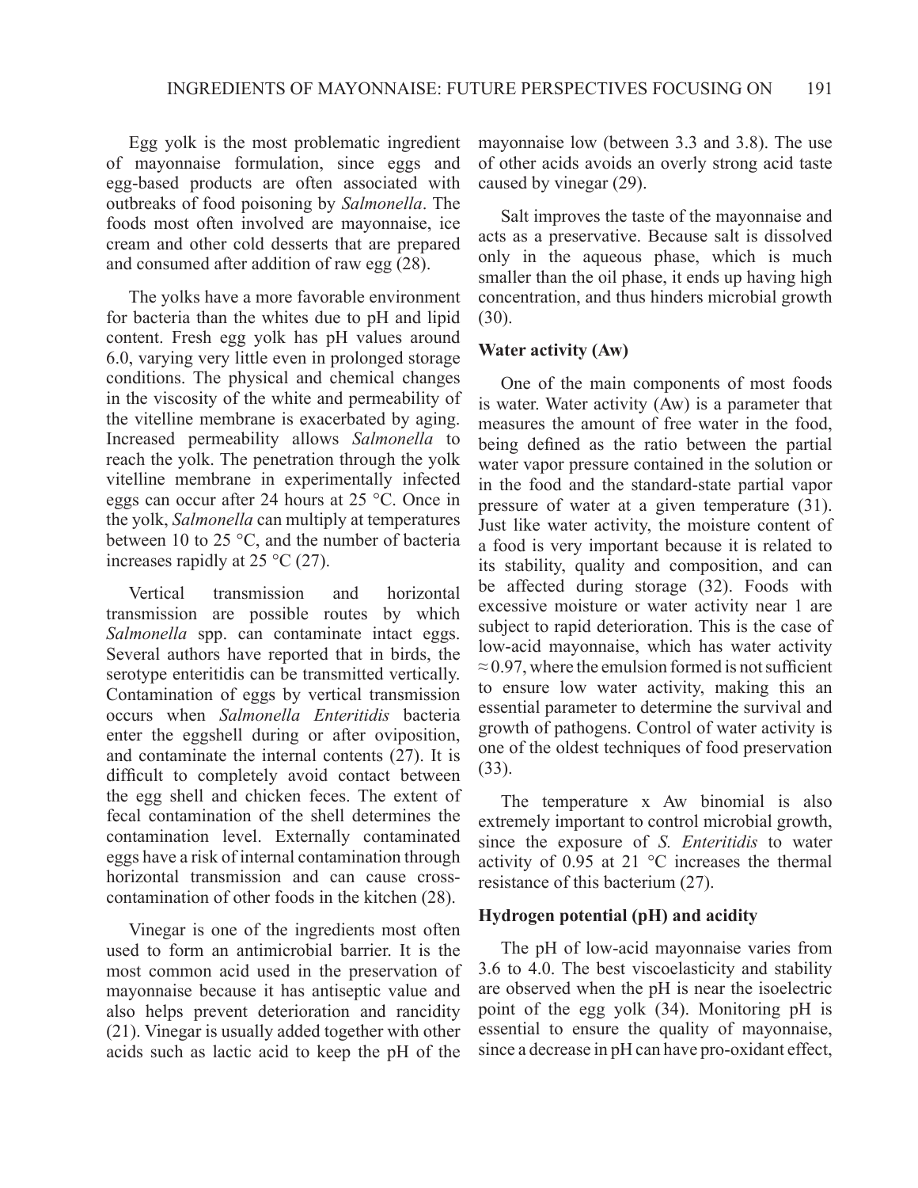Egg yolk is the most problematic ingredient of mayonnaise formulation, since eggs and egg-based products are often associated with outbreaks of food poisoning by *Salmonella*. The foods most often involved are mayonnaise, ice cream and other cold desserts that are prepared and consumed after addition of raw egg (28).

The yolks have a more favorable environment for bacteria than the whites due to pH and lipid content. Fresh egg yolk has pH values around 6.0, varying very little even in prolonged storage conditions. The physical and chemical changes in the viscosity of the white and permeability of the vitelline membrane is exacerbated by aging. Increased permeability allows *Salmonella* to reach the yolk. The penetration through the yolk vitelline membrane in experimentally infected eggs can occur after 24 hours at 25 °C. Once in the yolk, *Salmonella* can multiply at temperatures between 10 to 25 °C, and the number of bacteria increases rapidly at 25 °C (27).

Vertical transmission and horizontal transmission are possible routes by which *Salmonella* spp. can contaminate intact eggs. Several authors have reported that in birds, the serotype enteritidis can be transmitted vertically. Contamination of eggs by vertical transmission occurs when *Salmonella Enteritidis* bacteria enter the eggshell during or after oviposition, and contaminate the internal contents (27). It is difficult to completely avoid contact between the egg shell and chicken feces. The extent of fecal contamination of the shell determines the contamination level. Externally contaminated eggs have a risk of internal contamination through horizontal transmission and can cause cross-contamination of other foods in the kitchen (28).

Vinegar is one of the ingredients most often used to form an antimicrobial barrier. It is the most common acid used in the preservation of mayonnaise because it has antiseptic value and also helps prevent deterioration and rancidity (21). Vinegar is usually added together with other acids such as lactic acid to keep the pH of the mayonnaise low (between 3.3 and 3.8). The use of other acids avoids an overly strong acid taste caused by vinegar (29).

Salt improves the taste of the mayonnaise and acts as a preservative. Because salt is dissolved only in the aqueous phase, which is much smaller than the oil phase, it ends up having high concentration, and thus hinders microbial growth (30).

**Water activity (Aw)**

One of the main components of most foods is water. Water activity (Aw) is a parameter that measures the amount of free water in the food, being defined as the ratio between the partial water vapor pressure contained in the solution or in the food and the standard-state partial vapor pressure of water at a given temperature (31). Just like water activity, the moisture content of a food is very important because it is related to its stability, quality and composition, and can be affected during storage (32). Foods with excessive moisture or water activity near 1 are subject to rapid deterioration. This is the case of low-acid mayonnaise, which has water activity $\approx 0.97$, where the emulsion formed is not sufficient to ensure low water activity, making this an essential parameter to determine the survival and growth of pathogens. Control of water activity is one of the oldest techniques of food preservation (33).

The temperature x Aw binomial is also extremely important to control microbial growth, since the exposure of *S. Enteritidis* to water activity of 0.95 at 21 °C increases the thermal resistance of this bacterium (27).

**Hydrogen potential (pH) and acidity**

The pH of low-acid mayonnaise varies from 3.6 to 4.0. The best viscoelasticity and stability are observed when the pH is near the isoelectric point of the egg yolk (34). Monitoring pH is essential to ensure the quality of mayonnaise, since a decrease in pH can have pro-oxidant effect,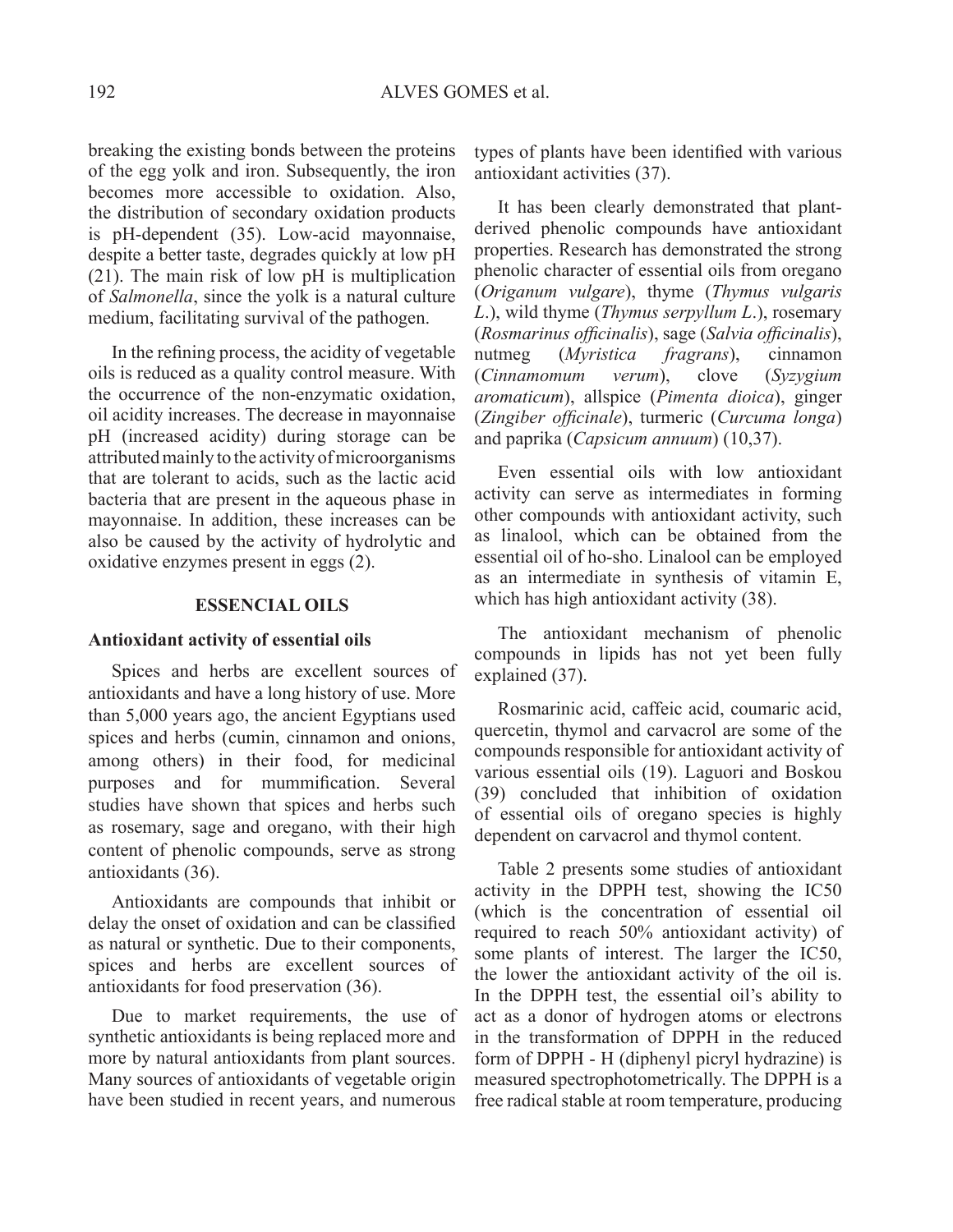breaking the existing bonds between the proteins of the egg yolk and iron. Subsequently, the iron becomes more accessible to oxidation. Also, the distribution of secondary oxidation products is pH-dependent (35). Low-acid mayonnaise, despite a better taste, degrades quickly at low pH (21). The main risk of low pH is multiplication of *Salmonella*, since the yolk is a natural culture medium, facilitating survival of the pathogen.

In the refining process, the acidity of vegetable oils is reduced as a quality control measure. With the occurrence of the non-enzymatic oxidation, oil acidity increases. The decrease in mayonnaise pH (increased acidity) during storage can be attributed mainly to the activity of microorganisms that are tolerant to acids, such as the lactic acid bacteria that are present in the aqueous phase in mayonnaise. In addition, these increases can be also be caused by the activity of hydrolytic and oxidative enzymes present in eggs (2).

## ESSENCIAL OILS

### Antioxidant activity of essential oils

Spices and herbs are excellent sources of antioxidants and have a long history of use. More than 5,000 years ago, the ancient Egyptians used spices and herbs (cumin, cinnamon and onions, among others) in their food, for medicinal purposes and for mummification. Several studies have shown that spices and herbs such as rosemary, sage and oregano, with their high content of phenolic compounds, serve as strong antioxidants (36).

Antioxidants are compounds that inhibit or delay the onset of oxidation and can be classified as natural or synthetic. Due to their components, spices and herbs are excellent sources of antioxidants for food preservation (36).

Due to market requirements, the use of synthetic antioxidants is being replaced more and more by natural antioxidants from plant sources. Many sources of antioxidants of vegetable origin have been studied in recent years, and numerous types of plants have been identified with various antioxidant activities (37).

It has been clearly demonstrated that plant-derived phenolic compounds have antioxidant properties. Research has demonstrated the strong phenolic character of essential oils from oregano (*Origanum vulgare*), thyme (*Thymus vulgaris L.*), wild thyme (*Thymus serpyllum L.*), rosemary (*Rosmarinus officinalis*), sage (*Salvia officinalis*), nutmeg (*Myristica fragrans*), cinnamon (*Cinnamomum verum*), clove (*Syzygium aromaticum*), allspice (*Pimenta dioica*), ginger (*Zingiber officinale*), turmeric (*Curcuma longa*) and paprika (*Capsicum annuum*) (10,37).

Even essential oils with low antioxidant activity can serve as intermediates in forming other compounds with antioxidant activity, such as linalool, which can be obtained from the essential oil of ho-sho. Linalool can be employed as an intermediate in synthesis of vitamin E, which has high antioxidant activity (38).

The antioxidant mechanism of phenolic compounds in lipids has not yet been fully explained (37).

Rosmarinic acid, caffeic acid, coumaric acid, quercetin, thymol and carvacrol are some of the compounds responsible for antioxidant activity of various essential oils (19). Laguori and Boskou (39) concluded that inhibition of oxidation of essential oils of oregano species is highly dependent on carvacrol and thymol content.

Table 2 presents some studies of antioxidant activity in the DPPH test, showing the IC50 (which is the concentration of essential oil required to reach 50% antioxidant activity) of some plants of interest. The larger the IC50, the lower the antioxidant activity of the oil is. In the DPPH test, the essential oil's ability to act as a donor of hydrogen atoms or electrons in the transformation of DPPH in the reduced form of DPPH - H (diphenyl picryl hydrazine) is measured spectrophotometrically. The DPPH is a free radical stable at room temperature, producing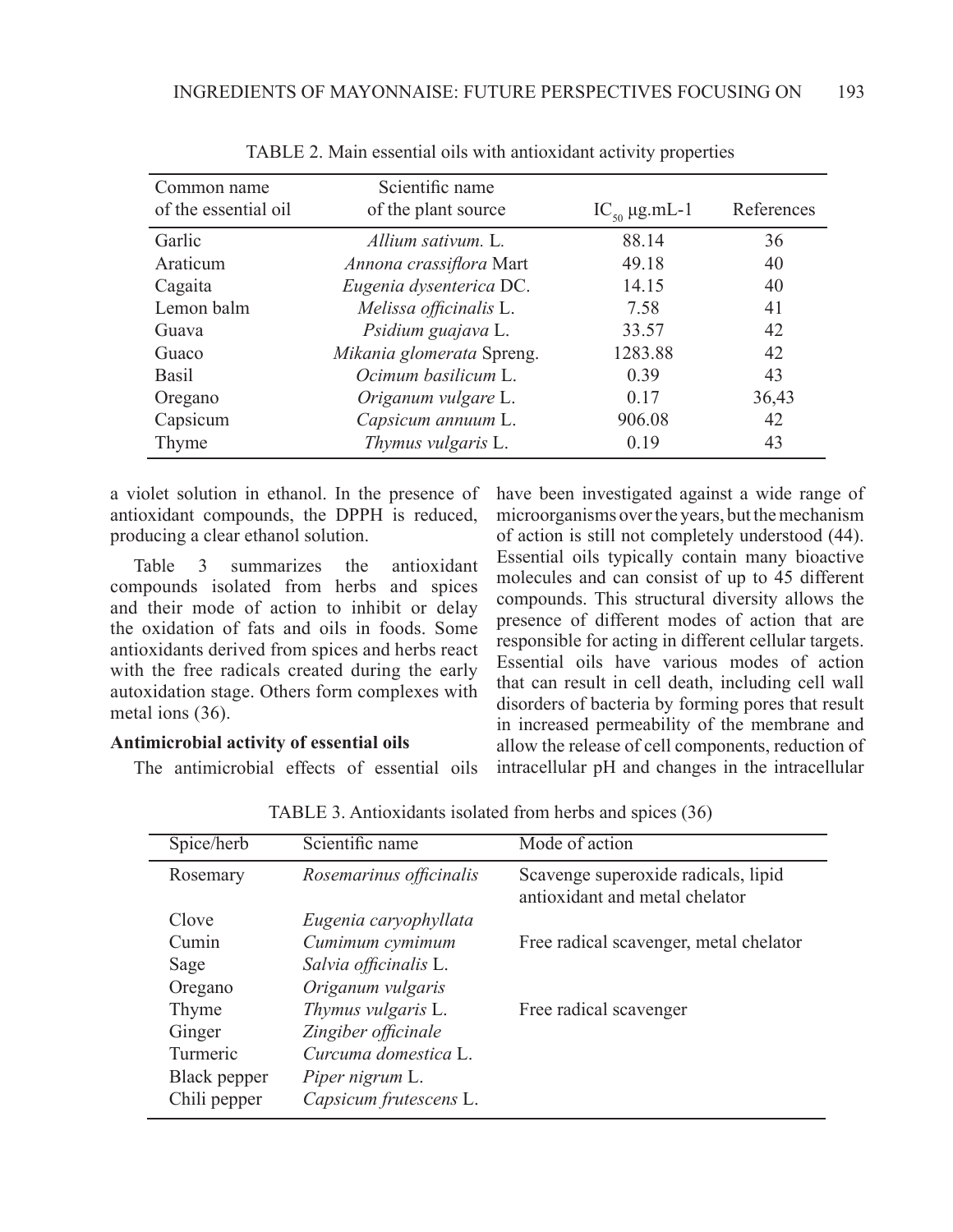TABLE 2. Main essential oils with antioxidant activity properties

| Common name of the essential oil | Scientific name of the plant source | $IC_{50}$ µg.mL-1 | References |
|---|---|---|---|
| Garlic | *Allium sativum.* L. | 88.14 | 36 |
| Araticum | *Annona crassiflora* Mart | 49.18 | 40 |
| Cagaita | *Eugenia dysenterica* DC. | 14.15 | 40 |
| Lemon balm | *Melissa officinalis* L. | 7.58 | 41 |
| Guava | *Psidium guajava* L. | 33.57 | 42 |
| Guaco | *Mikania glomerata* Spreng. | 1283.88 | 42 |
| Basil | *Ocimum basilicum* L. | 0.39 | 43 |
| Oregano | *Origanum vulgare* L. | 0.17 | 36,43 |
| Capsicum | *Capsicum annuum* L. | 906.08 | 42 |
| Thyme | *Thymus vulgaris* L. | 0.19 | 43 |

a violet solution in ethanol. In the presence of antioxidant compounds, the DPPH is reduced, producing a clear ethanol solution.

Table 3 summarizes the antioxidant compounds isolated from herbs and spices and their mode of action to inhibit or delay the oxidation of fats and oils in foods. Some antioxidants derived from spices and herbs react with the free radicals created during the early autoxidation stage. Others form complexes with metal ions (36).

**Antimicrobial activity of essential oils**

The antimicrobial effects of essential oils have been investigated against a wide range of microorganisms over the years, but the mechanism of action is still not completely understood (44). Essential oils typically contain many bioactive molecules and can consist of up to 45 different compounds. This structural diversity allows the presence of different modes of action that are responsible for acting in different cellular targets. Essential oils have various modes of action that can result in cell death, including cell wall disorders of bacteria by forming pores that result in increased permeability of the membrane and allow the release of cell components, reduction of intracellular pH and changes in the intracellular

TABLE 3. Antioxidants isolated from herbs and spices (36)

| Spice/herb | Scientific name | Mode of action |
|---|---|---|
| Rosemary | *Rosemarinus officinalis* | Scavenge superoxide radicals, lipid antioxidant and metal chelator |
| Clove | *Eugenia caryophyllata* | |
| Cumin | *Cumimum cymimum* | Free radical scavenger, metal chelator |
| Sage | *Salvia officinalis* L. | |
| Oregano | *Origanum vulgaris* | |
| Thyme | *Thymus vulgaris* L. | Free radical scavenger |
| Ginger | *Zingiber officinale* | |
| Turmeric | *Curcuma domestica* L. | |
| Black pepper | *Piper nigrum* L. | |
| Chili pepper | *Capsicum frutescens* L. | |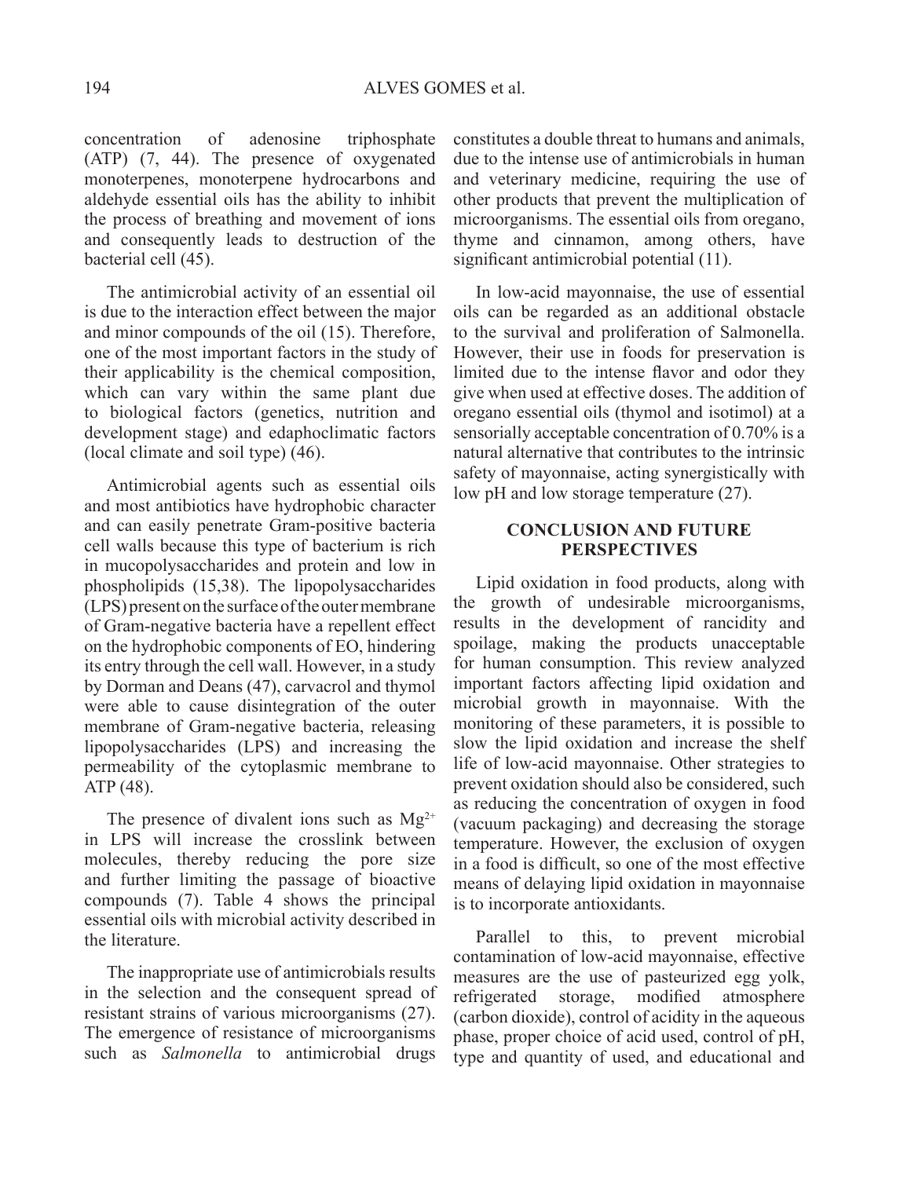concentration of adenosine triphosphate (ATP) (7, 44). The presence of oxygenated monoterpenes, monoterpene hydrocarbons and aldehyde essential oils has the ability to inhibit the process of breathing and movement of ions and consequently leads to destruction of the bacterial cell (45).

The antimicrobial activity of an essential oil is due to the interaction effect between the major and minor compounds of the oil (15). Therefore, one of the most important factors in the study of their applicability is the chemical composition, which can vary within the same plant due to biological factors (genetics, nutrition and development stage) and edaphoclimatic factors (local climate and soil type) (46).

Antimicrobial agents such as essential oils and most antibiotics have hydrophobic character and can easily penetrate Gram-positive bacteria cell walls because this type of bacterium is rich in mucopolysaccharides and protein and low in phospholipids (15,38). The lipopolysaccharides (LPS) present on the surface of the outer membrane of Gram-negative bacteria have a repellent effect on the hydrophobic components of EO, hindering its entry through the cell wall. However, in a study by Dorman and Deans (47), carvacrol and thymol were able to cause disintegration of the outer membrane of Gram-negative bacteria, releasing lipopolysaccharides (LPS) and increasing the permeability of the cytoplasmic membrane to ATP (48).

The presence of divalent ions such as $Mg^{2+}$ in LPS will increase the crosslink between molecules, thereby reducing the pore size and further limiting the passage of bioactive compounds (7). Table 4 shows the principal essential oils with microbial activity described in the literature.

The inappropriate use of antimicrobials results in the selection and the consequent spread of resistant strains of various microorganisms (27). The emergence of resistance of microorganisms such as *Salmonella* to antimicrobial drugs constitutes a double threat to humans and animals, due to the intense use of antimicrobials in human and veterinary medicine, requiring the use of other products that prevent the multiplication of microorganisms. The essential oils from oregano, thyme and cinnamon, among others, have significant antimicrobial potential (11).

In low-acid mayonnaise, the use of essential oils can be regarded as an additional obstacle to the survival and proliferation of Salmonella. However, their use in foods for preservation is limited due to the intense flavor and odor they give when used at effective doses. The addition of oregano essential oils (thymol and isotimol) at a sensorially acceptable concentration of 0.70% is a natural alternative that contributes to the intrinsic safety of mayonnaise, acting synergistically with low pH and low storage temperature (27).

## CONCLUSION AND FUTURE PERSPECTIVES

Lipid oxidation in food products, along with the growth of undesirable microorganisms, results in the development of rancidity and spoilage, making the products unacceptable for human consumption. This review analyzed important factors affecting lipid oxidation and microbial growth in mayonnaise. With the monitoring of these parameters, it is possible to slow the lipid oxidation and increase the shelf life of low-acid mayonnaise. Other strategies to prevent oxidation should also be considered, such as reducing the concentration of oxygen in food (vacuum packaging) and decreasing the storage temperature. However, the exclusion of oxygen in a food is difficult, so one of the most effective means of delaying lipid oxidation in mayonnaise is to incorporate antioxidants.

Parallel to this, to prevent microbial contamination of low-acid mayonnaise, effective measures are the use of pasteurized egg yolk, refrigerated storage, modified atmosphere (carbon dioxide), control of acidity in the aqueous phase, proper choice of acid used, control of pH, type and quantity of used, and educational and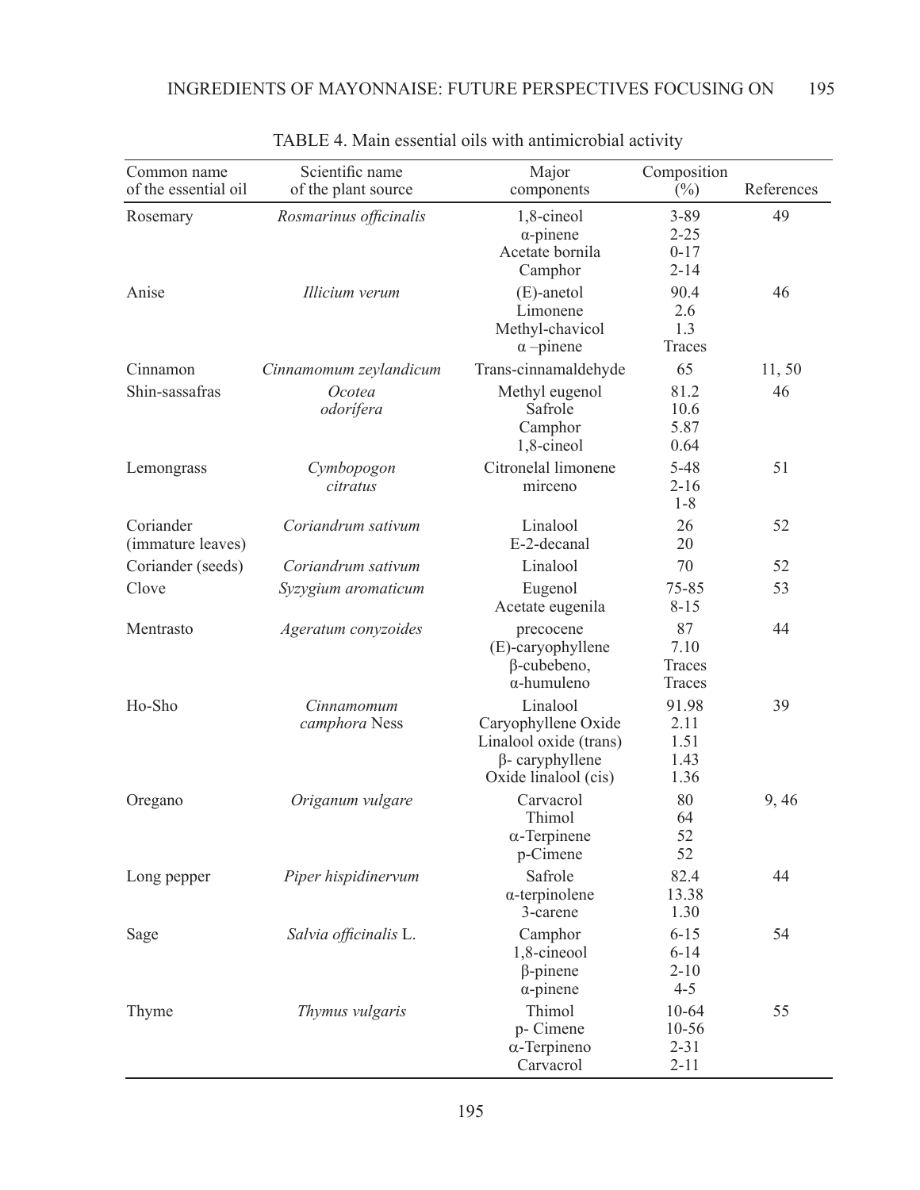TABLE 4. Main essential oils with antimicrobial activity

| Common name of the essential oil | Scientific name of the plant source | Major components | Composition (%) | References |
|---|---|---|---|---|
| Rosemary | *Rosmarinus officinalis* | 1,8-cineol<br>α-pinene<br>Acetate bornila<br>Camphor | 3-89<br>2-25<br>0-17<br>2-14 | 49 |
| Anise | *Illicium verum* | (E)-anetol<br>Limonene<br>Methyl-chavicol<br>α –pinene | 90.4<br>2.6<br>1.3<br>Traces | 46 |
| Cinnamon | *Cinnamomum zeylandicum* | Trans-cinnamaldehyde | 65 | 11, 50 |
| Shin-sassafras | *Ocotea odorifera* | Methyl eugenol<br>Safrole<br>Camphor<br>1,8-cineol | 81.2<br>10.6<br>5.87<br>0.64 | 46 |
| Lemongrass | *Cymbopogon citratus* | Citronelal limonene<br>mirceno | 5-48<br>2-16<br>1-8 | 51 |
| Coriander (immature leaves) | *Coriandrum sativum* | Linalool<br>E-2-decanal | 26<br>20 | 52 |
| Coriander (seeds) | *Coriandrum sativum* | Linalool | 70 | 52 |
| Clove | *Syzygium aromaticum* | Eugenol<br>Acetate eugenila | 75-85<br>8-15 | 53 |
| Mentrasto | *Ageratum conyzoides* | precocene<br>(E)-caryophyllene<br>β-cubebeno,<br>α-humuleno | 87<br>7.10<br>Traces<br>Traces | 44 |
| Ho-Sho | *Cinnamomum camphora* Ness | Linalool<br>Caryophyllene Oxide<br>Linalool oxide (trans)<br>β- caryphyllene<br>Oxide linalool (cis) | 91.98<br>2.11<br>1.51<br>1.43<br>1.36 | 39 |
| Oregano | *Origanum vulgare* | Carvacrol<br>Thimol<br>α-Terpinene<br>p-Cimene | 80<br>64<br>52<br>52 | 9, 46 |
| Long pepper | *Piper hispidinervum* | Safrole<br>α-terpinolene<br>3-carene | 82.4<br>13.38<br>1.30 | 44 |
| Sage | *Salvia officinalis* L. | Camphor<br>1,8-cineool<br>β-pinene<br>α-pinene | 6-15<br>6-14<br>2-10<br>4-5 | 54 |
| Thyme | *Thymus vulgaris* | Thimol<br>p- Cimene<br>α-Terpineno<br>Carvacrol | 10-64<br>10-56<br>2-31<br>2-11 | 55 |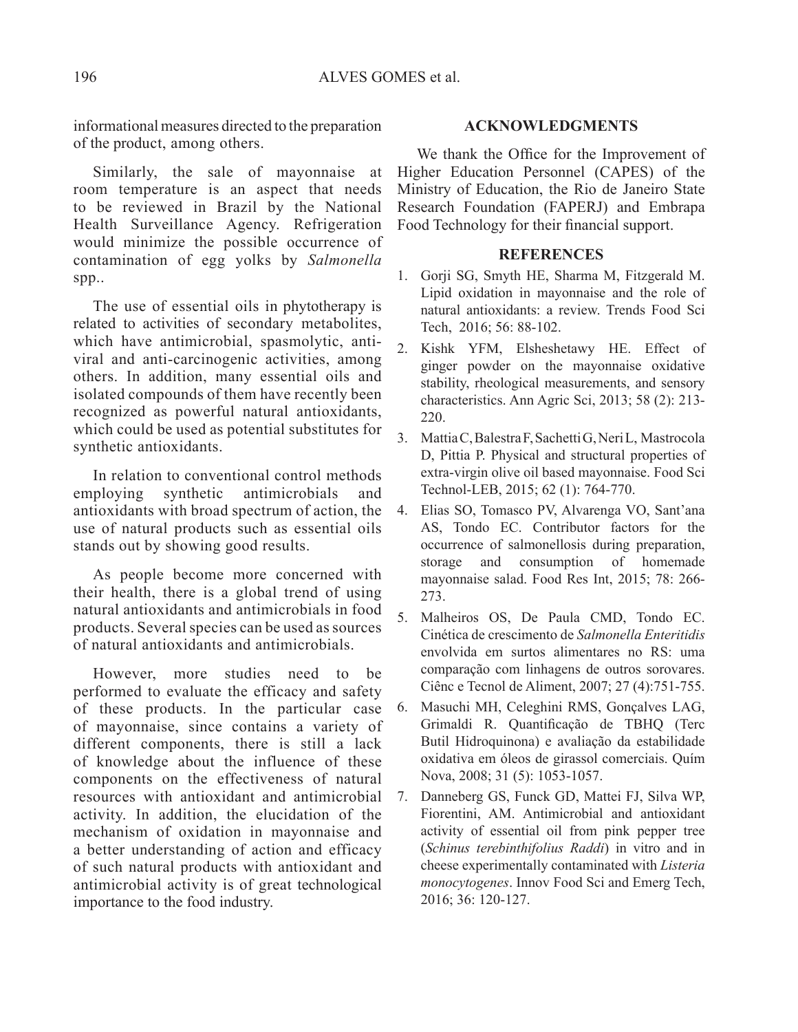informational measures directed to the preparation of the product, among others.

Similarly, the sale of mayonnaise at room temperature is an aspect that needs to be reviewed in Brazil by the National Health Surveillance Agency. Refrigeration would minimize the possible occurrence of contamination of egg yolks by *Salmonella* spp..

The use of essential oils in phytotherapy is related to activities of secondary metabolites, which have antimicrobial, spasmolytic, anti-viral and anti-carcinogenic activities, among others. In addition, many essential oils and isolated compounds of them have recently been recognized as powerful natural antioxidants, which could be used as potential substitutes for synthetic antioxidants.

In relation to conventional control methods employing synthetic antimicrobials and antioxidants with broad spectrum of action, the use of natural products such as essential oils stands out by showing good results.

As people become more concerned with their health, there is a global trend of using natural antioxidants and antimicrobials in food products. Several species can be used as sources of natural antioxidants and antimicrobials.

However, more studies need to be performed to evaluate the efficacy and safety of these products. In the particular case of mayonnaise, since contains a variety of different components, there is still a lack of knowledge about the influence of these components on the effectiveness of natural resources with antioxidant and antimicrobial activity. In addition, the elucidation of the mechanism of oxidation in mayonnaise and a better understanding of action and efficacy of such natural products with antioxidant and antimicrobial activity is of great technological importance to the food industry.

## ACKNOWLEDGMENTS

We thank the Office for the Improvement of Higher Education Personnel (CAPES) of the Ministry of Education, the Rio de Janeiro State Research Foundation (FAPERJ) and Embrapa Food Technology for their financial support.

## REFERENCES

1. Gorji SG, Smyth HE, Sharma M, Fitzgerald M. Lipid oxidation in mayonnaise and the role of natural antioxidants: a review. Trends Food Sci Tech, 2016; 56: 88-102.
2. Kishk YFM, Elsheshetawy HE. Effect of ginger powder on the mayonnaise oxidative stability, rheological measurements, and sensory characteristics. Ann Agric Sci, 2013; 58 (2): 213-220.
3. Mattia C, Balestra F, Sachetti G, Neri L, Mastrocola D, Pittia P. Physical and structural properties of extra-virgin olive oil based mayonnaise. Food Sci Technol-LEB, 2015; 62 (1): 764-770.
4. Elias SO, Tomasco PV, Alvarenga VO, Sant'ana AS, Tondo EC. Contributor factors for the occurrence of salmonellosis during preparation, storage and consumption of homemade mayonnaise salad. Food Res Int, 2015; 78: 266-273.
5. Malheiros OS, De Paula CMD, Tondo EC. Cinética de crescimento de *Salmonella Enteritidis* envolvida em surtos alimentares no RS: uma comparação com linhagens de outros sorovares. Ciênc e Tecnol de Aliment, 2007; 27 (4):751-755.
6. Masuchi MH, Celeghini RMS, Gonçalves LAG, Grimaldi R. Quantificação de TBHQ (Terc Butil Hidroquinona) e avaliação da estabilidade oxidativa em óleos de girassol comerciais. Quím Nova, 2008; 31 (5): 1053-1057.
7. Danneberg GS, Funck GD, Mattei FJ, Silva WP, Fiorentini, AM. Antimicrobial and antioxidant activity of essential oil from pink pepper tree (*Schinus terebinthifolius Raddi*) in vitro and in cheese experimentally contaminated with *Listeria monocytogenes*. Innov Food Sci and Emerg Tech, 2016; 36: 120-127.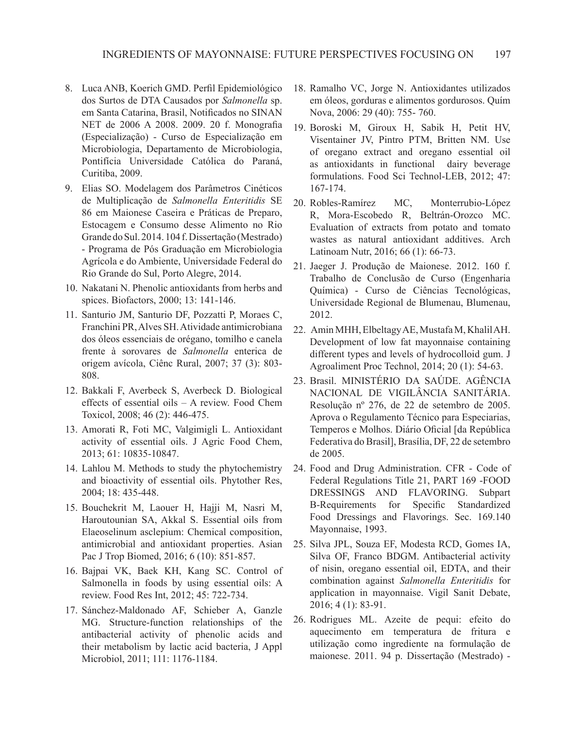8. Luca ANB, Koerich GMD. Perfil Epidemiológico dos Surtos de DTA Causados por *Salmonella* sp. em Santa Catarina, Brasil, Notificados no SINAN NET de 2006 A 2008. 2009. 20 f. Monografia (Especialização) - Curso de Especialização em Microbiologia, Departamento de Microbiologia, Pontifícia Universidade Católica do Paraná, Curitiba, 2009.
9. Elias SO. Modelagem dos Parâmetros Cinéticos de Multiplicação de *Salmonella Enteritidis* SE 86 em Maionese Caseira e Práticas de Preparo, Estocagem e Consumo desse Alimento no Rio Grande do Sul. 2014. 104 f. Dissertação (Mestrado) - Programa de Pós Graduação em Microbiologia Agrícola e do Ambiente, Universidade Federal do Rio Grande do Sul, Porto Alegre, 2014.
10. Nakatani N. Phenolic antioxidants from herbs and spices. Biofactors, 2000; 13: 141-146.
11. Santurio JM, Santurio DF, Pozzatti P, Moraes C, Franchini PR, Alves SH. Atividade antimicrobiana dos óleos essenciais de orégano, tomilho e canela frente à sorovares de *Salmonella* enterica de origem avícola, Ciênc Rural, 2007; 37 (3): 803-808.
12. Bakkali F, Averbeck S, Averbeck D. Biological effects of essential oils – A review. Food Chem Toxicol, 2008; 46 (2): 446-475.
13. Amorati R, Foti MC, Valgimigli L. Antioxidant activity of essential oils. J Agric Food Chem, 2013; 61: 10835-10847.
14. Lahlou M. Methods to study the phytochemistry and bioactivity of essential oils. Phytother Res, 2004; 18: 435-448.
15. Bouchekrit M, Laouer H, Hajji M, Nasri M, Haroutounian SA, Akkal S. Essential oils from Elaeoselinum asclepium: Chemical composition, antimicrobial and antioxidant properties. Asian Pac J Trop Biomed, 2016; 6 (10): 851-857.
16. Bajpai VK, Baek KH, Kang SC. Control of Salmonella in foods by using essential oils: A review. Food Res Int, 2012; 45: 722-734.
17. Sánchez-Maldonado AF, Schieber A, Ganzle MG. Structure-function relationships of the antibacterial activity of phenolic acids and their metabolism by lactic acid bacteria, J Appl Microbiol, 2011; 111: 1176-1184.
18. Ramalho VC, Jorge N. Antioxidantes utilizados em óleos, gorduras e alimentos gordurosos. Quím Nova, 2006: 29 (40): 755- 760.
19. Boroski M, Giroux H, Sabik H, Petit HV, Visentainer JV, Pintro PTM, Britten NM. Use of oregano extract and oregano essential oil as antioxidants in functional dairy beverage formulations. Food Sci Technol-LEB, 2012; 47: 167-174.
20. Robles-Ramírez MC, Monterrubio-López R, Mora-Escobedo R, Beltrán-Orozco MC. Evaluation of extracts from potato and tomato wastes as natural antioxidant additives. Arch Latinoam Nutr, 2016; 66 (1): 66-73.
21. Jaeger J. Produção de Maionese. 2012. 160 f. Trabalho de Conclusão de Curso (Engenharia Química) - Curso de Ciências Tecnológicas, Universidade Regional de Blumenau, Blumenau, 2012.
22. Amin MHH, Elbeltagy AE, Mustafa M, Khalil AH. Development of low fat mayonnaise containing different types and levels of hydrocolloid gum. J Agroaliment Proc Technol, 2014; 20 (1): 54-63.
23. Brasil. MINISTÉRIO DA SAÚDE. AGÊNCIA NACIONAL DE VIGILÂNCIA SANITÁRIA. Resolução nº 276, de 22 de setembro de 2005. Aprova o Regulamento Técnico para Especiarias, Temperos e Molhos. Diário Oficial [da República Federativa do Brasil], Brasília, DF, 22 de setembro de 2005.
24. Food and Drug Administration. CFR - Code of Federal Regulations Title 21, PART 169 -FOOD DRESSINGS AND FLAVORING. Subpart B-Requirements for Specific Standardized Food Dressings and Flavorings. Sec. 169.140 Mayonnaise, 1993.
25. Silva JPL, Souza EF, Modesta RCD, Gomes IA, Silva OF, Franco BDGM. Antibacterial activity of nisin, oregano essential oil, EDTA, and their combination against *Salmonella Enteritidis* for application in mayonnaise. Vigil Sanit Debate, 2016; 4 (1): 83-91.
26. Rodrigues ML. Azeite de pequi: efeito do aquecimento em temperatura de fritura e utilização como ingrediente na formulação de maionese. 2011. 94 p. Dissertação (Mestrado) -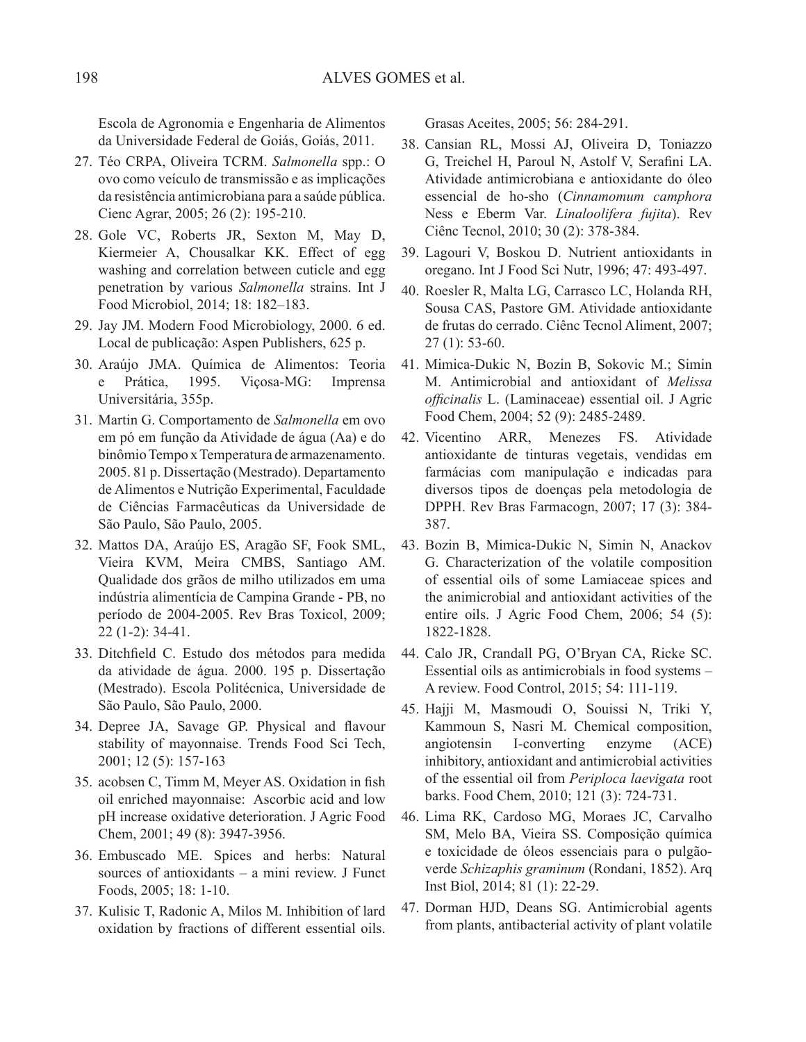Escola de Agronomia e Engenharia de Alimentos da Universidade Federal de Goiás, Goiás, 2011.

27. Téo CRPA, Oliveira TCRM. *Salmonella* spp.: O ovo como veículo de transmissão e as implicações da resistência antimicrobiana para a saúde pública. Cienc Agrar, 2005; 26 (2): 195-210.

28. Gole VC, Roberts JR, Sexton M, May D, Kiermeier A, Chousalkar KK. Effect of egg washing and correlation between cuticle and egg penetration by various *Salmonella* strains. Int J Food Microbiol, 2014; 18: 182–183.

29. Jay JM. Modern Food Microbiology, 2000. 6 ed. Local de publicação: Aspen Publishers, 625 p.

30. Araújo JMA. Química de Alimentos: Teoria e Prática, 1995. Viçosa-MG: Imprensa Universitária, 355p.

31. Martin G. Comportamento de *Salmonella* em ovo em pó em função da Atividade de água (Aa) e do binômio Tempo x Temperatura de armazenamento. 2005. 81 p. Dissertação (Mestrado). Departamento de Alimentos e Nutrição Experimental, Faculdade de Ciências Farmacêuticas da Universidade de São Paulo, São Paulo, 2005.

32. Mattos DA, Araújo ES, Aragão SF, Fook SML, Vieira KVM, Meira CMBS, Santiago AM. Qualidade dos grãos de milho utilizados em uma indústria alimentícia de Campina Grande - PB, no período de 2004-2005. Rev Bras Toxicol, 2009; 22 (1-2): 34-41.

33. Ditchfield C. Estudo dos métodos para medida da atividade de água. 2000. 195 p. Dissertação (Mestrado). Escola Politécnica, Universidade de São Paulo, São Paulo, 2000.

34. Depree JA, Savage GP. Physical and flavour stability of mayonnaise. Trends Food Sci Tech, 2001; 12 (5): 157-163

35. acobsen C, Timm M, Meyer AS. Oxidation in fish oil enriched mayonnaise: Ascorbic acid and low pH increase oxidative deterioration. J Agric Food Chem, 2001; 49 (8): 3947-3956.

36. Embuscado ME. Spices and herbs: Natural sources of antioxidants – a mini review. J Funct Foods, 2005; 18: 1-10.

37. Kulisic T, Radonic A, Milos M. Inhibition of lard oxidation by fractions of different essential oils. Grasas Aceites, 2005; 56: 284-291.

38. Cansian RL, Mossi AJ, Oliveira D, Toniazzo G, Treichel H, Paroul N, Astolf V, Serafini LA. Atividade antimicrobiana e antioxidante do óleo essencial de ho-sho (*Cinnamomum camphora* Ness e Eberm Var. *Linaloolifera fujita*). Rev Ciênc Tecnol, 2010; 30 (2): 378-384.

39. Lagouri V, Boskou D. Nutrient antioxidants in oregano. Int J Food Sci Nutr, 1996; 47: 493-497.

40. Roesler R, Malta LG, Carrasco LC, Holanda RH, Sousa CAS, Pastore GM. Atividade antioxidante de frutas do cerrado. Ciênc Tecnol Aliment, 2007; 27 (1): 53-60.

41. Mimica-Dukic N, Bozin B, Sokovic M.; Simin M. Antimicrobial and antioxidant of *Melissa officinalis* L. (Laminaceae) essential oil. J Agric Food Chem, 2004; 52 (9): 2485-2489.

42. Vicentino ARR, Menezes FS. Atividade antioxidante de tinturas vegetais, vendidas em farmácias com manipulação e indicadas para diversos tipos de doenças pela metodologia de DPPH. Rev Bras Farmacogn, 2007; 17 (3): 384-387.

43. Bozin B, Mimica-Dukic N, Simin N, Anackov G. Characterization of the volatile composition of essential oils of some Lamiaceae spices and the animicrobial and antioxidant activities of the entire oils. J Agric Food Chem, 2006; 54 (5): 1822-1828.

44. Calo JR, Crandall PG, O'Bryan CA, Ricke SC. Essential oils as antimicrobials in food systems – A review. Food Control, 2015; 54: 111-119.

45. Hajji M, Masmoudi O, Souissi N, Triki Y, Kammoun S, Nasri M. Chemical composition, angiotensin I-converting enzyme (ACE) inhibitory, antioxidant and antimicrobial activities of the essential oil from *Periploca laevigata* root barks. Food Chem, 2010; 121 (3): 724-731.

46. Lima RK, Cardoso MG, Moraes JC, Carvalho SM, Melo BA, Vieira SS. Composição química e toxicidade de óleos essenciais para o pulgão-verde *Schizaphis graminum* (Rondani, 1852). Arq Inst Biol, 2014; 81 (1): 22-29.

47. Dorman HJD, Deans SG. Antimicrobial agents from plants, antibacterial activity of plant volatile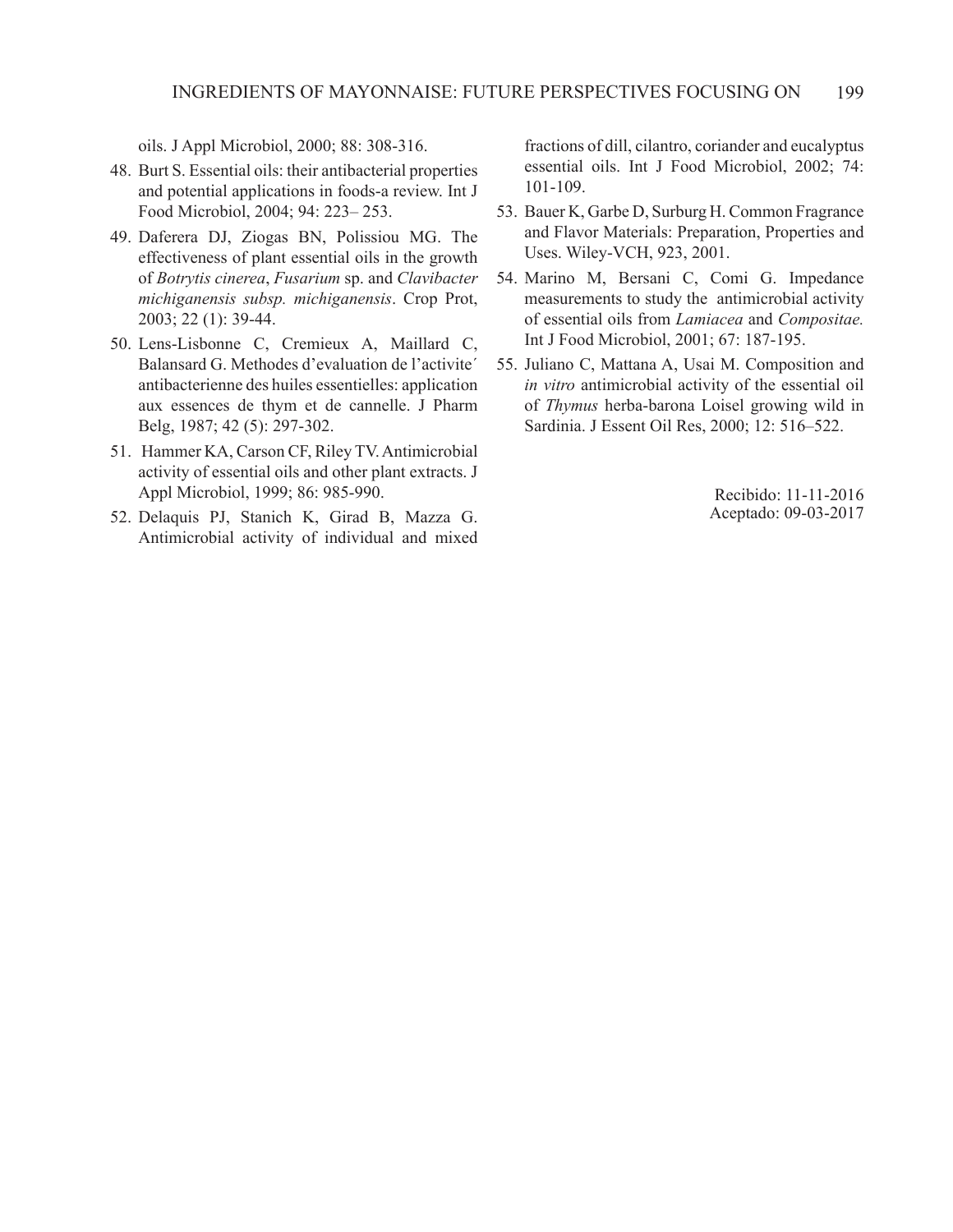oils. J Appl Microbiol, 2000; 88: 308-316.

48. Burt S. Essential oils: their antibacterial properties and potential applications in foods-a review. Int J Food Microbiol, 2004; 94: 223– 253.
49. Daferera DJ, Ziogas BN, Polissiou MG. The effectiveness of plant essential oils in the growth of *Botrytis cinerea*, *Fusarium* sp. and *Clavibacter michiganensis subsp. michiganensis*. Crop Prot, 2003; 22 (1): 39-44.
50. Lens-Lisbonne C, Cremieux A, Maillard C, Balansard G. Methodes d'evaluation de l'activite´ antibacterienne des huiles essentielles: application aux essences de thym et de cannelle. J Pharm Belg, 1987; 42 (5): 297-302.
51. Hammer KA, Carson CF, Riley TV. Antimicrobial activity of essential oils and other plant extracts. J Appl Microbiol, 1999; 86: 985-990.
52. Delaquis PJ, Stanich K, Girad B, Mazza G. Antimicrobial activity of individual and mixed fractions of dill, cilantro, coriander and eucalyptus essential oils. Int J Food Microbiol, 2002; 74: 101-109.
53. Bauer K, Garbe D, Surburg H. Common Fragrance and Flavor Materials: Preparation, Properties and Uses. Wiley-VCH, 923, 2001.
54. Marino M, Bersani C, Comi G. Impedance measurements to study the antimicrobial activity of essential oils from *Lamiacea* and *Compositae.* Int J Food Microbiol, 2001; 67: 187-195.
55. Juliano C, Mattana A, Usai M. Composition and *in vitro* antimicrobial activity of the essential oil of *Thymus* herba-barona Loisel growing wild in Sardinia. J Essent Oil Res, 2000; 12: 516–522.

Recibido: 11-11-2016
Aceptado: 09-03-2017